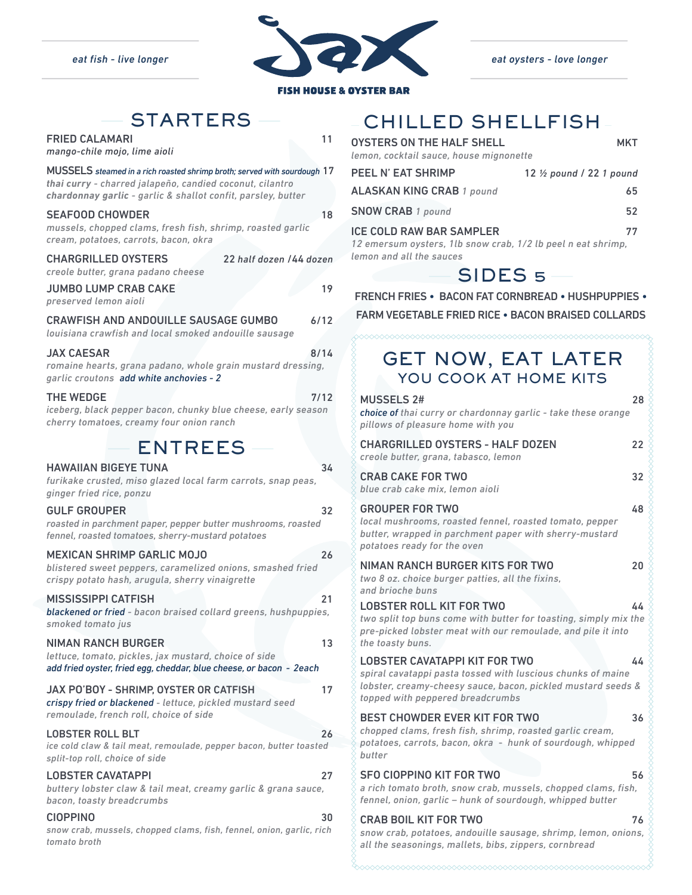*eat fish - live longer*

# JAX

**FISH HOUSE & OYSTER BAR**

*eat oysters - love longer*

## STARTERS

**FRIED CALAMARI** 11
*mango-chile mojo, lime aioli*

**MUSSELS** *steamed in a rich roasted shrimp broth; served with sourdough* 17
***thai curry*** *- charred jalapeño, candied coconut, cilantro*
***chardonnay garlic*** *- garlic & shallot confit, parsley, butter*

**SEAFOOD CHOWDER** 18
*mussels, chopped clams, fresh fish, shrimp, roasted garlic cream, potatoes, carrots, bacon, okra*

**CHARGRILLED OYSTERS** 22 half dozen /44 dozen
*creole butter, grana padano cheese*

**JUMBO LUMP CRAB CAKE** 19
*preserved lemon aioli*

**CRAWFISH AND ANDOUILLE SAUSAGE GUMBO** 6/12
*louisiana crawfish and local smoked andouille sausage*

**JAX CAESAR** 8/14
*romaine hearts, grana padano, whole grain mustard dressing, garlic croutons* *add white anchovies - 2*

**THE WEDGE** 7/12
*iceberg, black pepper bacon, chunky blue cheese, early season cherry tomatoes, creamy four onion ranch*

## ENTREES

**HAWAIIAN BIGEYE TUNA** 34
*furikake crusted, miso glazed local farm carrots, snap peas, ginger fried rice, ponzu*

**GULF GROUPER** 32
*roasted in parchment paper, pepper butter mushrooms, roasted fennel, roasted tomatoes, sherry-mustard potatoes*

**MEXICAN SHRIMP GARLIC MOJO** 26
*blistered sweet peppers, caramelized onions, smashed fried crispy potato hash, arugula, sherry vinaigrette*

**MISSISSIPPI CATFISH** 21
*blackened or fried - bacon braised collard greens, hushpuppies, smoked tomato jus*

**NIMAN RANCH BURGER** 13
*lettuce, tomato, pickles, jax mustard, choice of side*
*add fried oyster, fried egg, cheddar, blue cheese, or bacon - 2each*

**JAX PO'BOY - SHRIMP, OYSTER OR CATFISH** 17
*crispy fried or blackened - lettuce, pickled mustard seed remoulade, french roll, choice of side*

**LOBSTER ROLL BLT** 26
*ice cold claw & tail meat, remoulade, pepper bacon, butter toasted split-top roll, choice of side*

**LOBSTER CAVATAPPI** 27
*buttery lobster claw & tail meat, creamy garlic & grana sauce, bacon, toasty breadcrumbs*

**CIOPPINO** 30
*snow crab, mussels, chopped clams, fish, fennel, onion, garlic, rich tomato broth*

## CHILLED SHELLFISH

**OYSTERS ON THE HALF SHELL** MKT
*lemon, cocktail sauce, house mignonette*

**PEEL N' EAT SHRIMP** 12 ½ pound / 22 1 pound

**ALASKAN KING CRAB** *1 pound* 65

**SNOW CRAB** *1 pound* 52

**ICE COLD RAW BAR SAMPLER** 77
*12 emersum oysters, 1lb snow crab, 1/2 lb peel n eat shrimp, lemon and all the sauces*

## SIDES 5

FRENCH FRIES • BACON FAT CORNBREAD • HUSHPUPPIES • FARM VEGETABLE FRIED RICE • BACON BRAISED COLLARDS

## GET NOW, EAT LATER
### YOU COOK AT HOME KITS

**MUSSELS 2#** 28
*choice of thai curry or chardonnay garlic - take these orange pillows of pleasure home with you*

**CHARGRILLED OYSTERS - HALF DOZEN** 22
*creole butter, grana, tabasco, lemon*

**CRAB CAKE FOR TWO** 32
*blue crab cake mix, lemon aioli*

**GROUPER FOR TWO** 48
*local mushrooms, roasted fennel, roasted tomato, pepper butter, wrapped in parchment paper with sherry-mustard potatoes ready for the oven*

**NIMAN RANCH BURGER KITS FOR TWO** 20
*two 8 oz. choice burger patties, all the fixins, and brioche buns*

**LOBSTER ROLL KIT FOR TWO** 44
*two split top buns come with butter for toasting, simply mix the pre-picked lobster meat with our remoulade, and pile it into the toasty buns.*

**LOBSTER CAVATAPPI KIT FOR TWO** 44
*spiral cavatappi pasta tossed with luscious chunks of maine lobster, creamy-cheesy sauce, bacon, pickled mustard seeds & topped with peppered breadcrumbs*

**BEST CHOWDER EVER KIT FOR TWO** 36
*chopped clams, fresh fish, shrimp, roasted garlic cream, potatoes, carrots, bacon, okra - hunk of sourdough, whipped butter*

**SFO CIOPPINO KIT FOR TWO** 56
*a rich tomato broth, snow crab, mussels, chopped clams, fish, fennel, onion, garlic – hunk of sourdough, whipped butter*

**CRAB BOIL KIT FOR TWO** 76
*snow crab, potatoes, andouille sausage, shrimp, lemon, onions, all the seasonings, mallets, bibs, zippers, cornbread*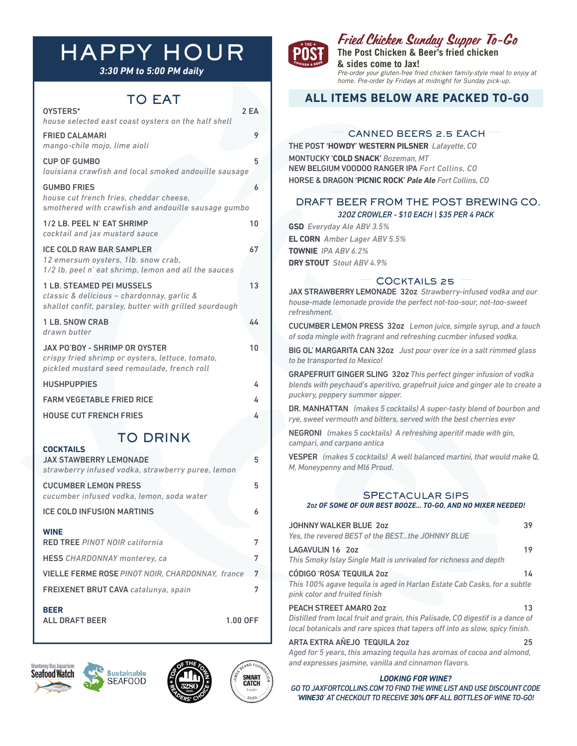# HAPPY HOUR

***3:30 PM to 5:00 PM daily***

## TO EAT

**OYSTERS*** — 2 EA
*house selected east coast oysters on the half shell*

**FRIED CALAMARI** — 9
*mango-chile mojo, lime aioli*

**CUP OF GUMBO** — 5
*louisiana crawfish and local smoked andouille sausage*

**GUMBO FRIES** — 6
*house cut french fries, cheddar cheese, smothered with crawfish and andouille sausage gumbo*

**1/2 LB. PEEL N' EAT SHRIMP** — 10
*cocktail and jax mustard sauce*

**ICE COLD RAW BAR SAMPLER** — 67
*12 emersum oysters, 1lb. snow crab, 1/2 lb. peel n' eat shrimp, lemon and all the sauces*

**1 LB. STEAMED PEI MUSSELS** — 13
*classic & delicious ~ chardonnay, garlic & shallot confit, parsley, butter with grilled sourdough*

**1 LB. SNOW CRAB** — 44
*drawn butter*

**JAX PO'BOY - SHRIMP OR OYSTER** — 10
*crispy fried shrimp or oysters, lettuce, tomato, pickled mustard seed remoulade, french roll*

**HUSHPUPPIES** — 4

**FARM VEGETABLE FRIED RICE** — 4

**HOUSE CUT FRENCH FRIES** — 4

## TO DRINK

### COCKTAILS

**JAX STAWBERRY LEMONADE** — 5
*strawberry infused vodka, strawberry puree, lemon*

**CUCUMBER LEMON PRESS** — 5
*cucumber infused vodka, lemon, soda water*

**ICE COLD INFUSION MARTINIS** — 6

### WINE

**RED TREE** *PINOT NOIR california* — 7

**HESS** *CHARDONNAY monterey, ca* — 7

**VIELLE FERME ROSE** *PINOT NOIR, CHARDONNAY, france* — 7

**FREIXENET BRUT CAVA** *catalunya, spain* — 7

### BEER

**ALL DRAFT BEER** — 1.00 OFF

Monterey Bay Aquarium Seafood Watch | Sustainable SEAFOOD | 5280 Top of the Town Readers' Choice 2020 | James Beard Foundation Smart Catch Leader 2020

# *Fried Chicken Sunday Supper To-Go*

**The Post Chicken & Beer's fried chicken & sides come to Jax!**

*Pre-order your gluten-free fried chicken family-style meal to enjoy at home. Pre-order by Fridays at midnight for Sunday pick-up.*

## ALL ITEMS BELOW ARE PACKED TO-GO

### CANNED BEERS 2.5 EACH

**THE POST 'HOWDY' WESTERN PILSNER** *Lafayette, CO*
**MONTUCKY 'COLD SNACK'** *Bozeman, MT*
**NEW BELGIUM VOODOO RANGER IPA** *Fort Collins, CO*
**HORSE & DRAGON 'PICNIC ROCK'** ***Pale Ale*** *Fort Collins, CO*

### DRAFT BEER FROM THE POST BREWING CO.

***32OZ CROWLER - $10 EACH | $35 PER 4 PACK***

**GSD** *Everyday Ale ABV 3.5%*
**EL CORN** *Amber Lager ABV 5.5%*
**TOWNIE** *IPA ABV 6.2%*
**DRY STOUT** *Stout ABV 4.9%*

### COCKTAILS 25

**JAX STRAWBERRY LEMONADE 32oz** *Strawberry-infused vodka and our house-made lemonade provide the perfect not-too-sour, not-too-sweet refreshment.*

**CUCUMBER LEMON PRESS 32oz** *Lemon juice, simple syrup, and a touch of soda mingle with fragrant and refreshing cucmber infused vodka.*

**BIG OL' MARGARITA CAN 32oz** *Just pour over ice in a salt rimmed glass to be transported to Mexico!*

**GRAPEFRUIT GINGER SLING 32oz** *This perfect ginger infusion of vodka blends with peychaud's aperitivo, grapefruit juice and ginger ale to create a puckery, peppery summer sipper.*

**DR. MANHATTAN** *(makes 5 cocktails) A super-tasty blend of bourbon and rye, sweet vermouth and bitters, served with the best cherries ever*

**NEGRONI** *(makes 5 cocktails) A refreshing aperitif made with gin, campari, and carpano antica*

**VESPER** *(makes 5 cocktails) A well balanced martini, that would make Q, M, Moneypenny and MI6 Proud.*

### SPECTACULAR SIPS

***2oz OF SOME OF OUR BEST BOOZE... TO-GO, AND NO MIXER NEEDED!***

**JOHNNY WALKER BLUE 2oz** — 39
*Yes, the revered BEST of the BEST...the JOHNNY BLUE*

**LAGAVULIN 16 2oz** — 19
*This Smoky Islay Single Malt is unrivaled for richness and depth*

**CÓDIGO 'ROSA' TEQUILA 2oz** — 14
*This 100% agave tequila is aged in Harlan Estate Cab Casks, for a subtle pink color and fruited finish*

**PEACH STREET AMARO 2oz** — 13
*Distilled from local fruit and grain, this Palisade, CO digestif is a dance of local botanicals and rare spices that tapers off into as slow, spicy finish.*

**ARTA EXTRA AÑEJO TEQUILA 2oz** — 25
*Aged for 5 years, this amazing tequila has aromas of cocoa and almond, and expresses jasmine, vanilla and cinnamon flavors.*

***LOOKING FOR WINE?***

*GO TO JAXFORTCOLLINS.COM TO FIND THE WINE LIST AND USE DISCOUNT CODE* ***'WINE30'*** *AT CHECKOUT TO RECEIVE* ***30% OFF*** *ALL BOTTLES OF WINE TO-GO!*